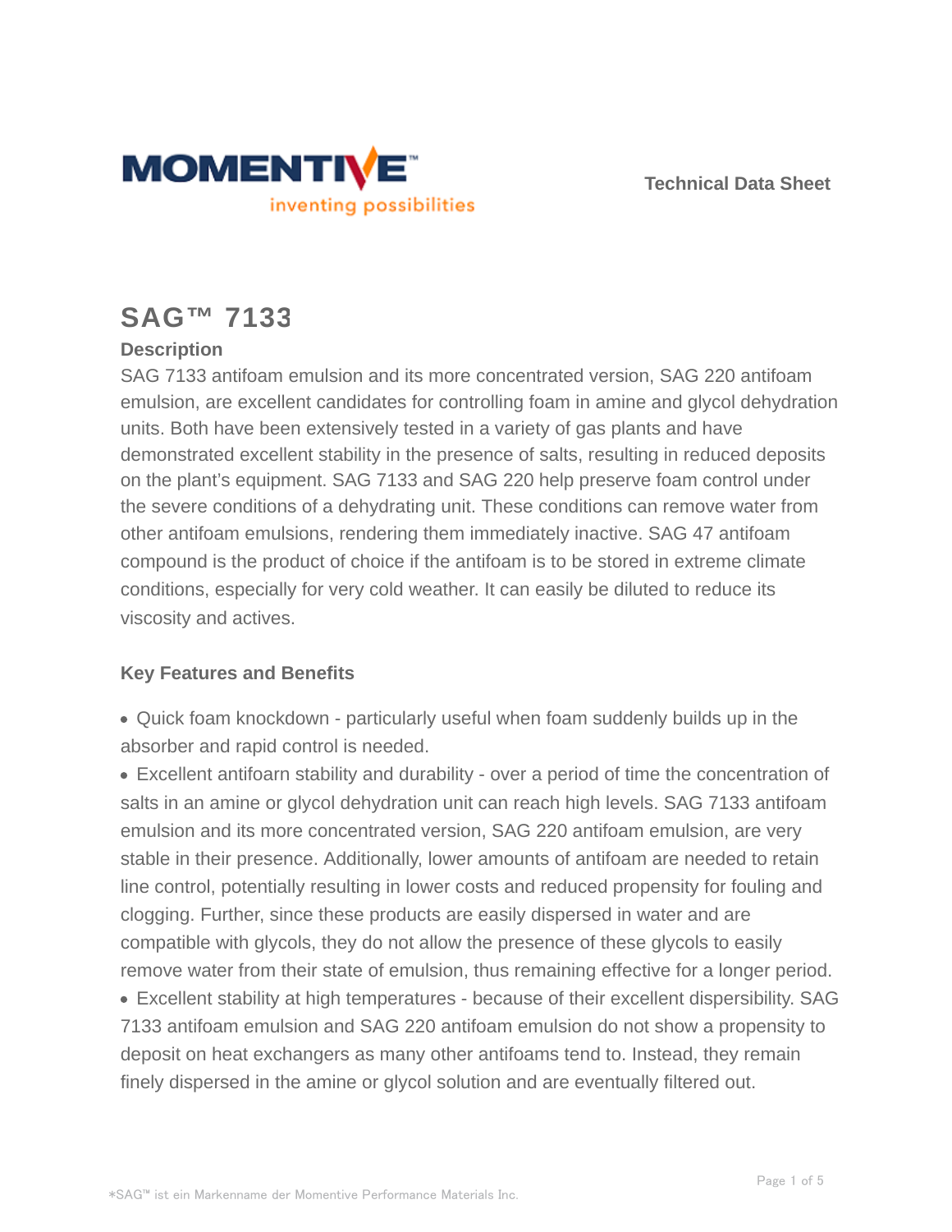Technical Data Sheet

# SAG™ 7133

## Description

SAG 7133 antifoam emulsion and its more concentrated version, SAG 220 antifoam emulsion, are excellent candidates for controlling foam in amine and glycol dehydration units. Both have been extensively tested in a variety of gas plants and have demonstrated excellent stability in the presence of salts, resulting in reduced deposits on the plant's equipment. SAG 7133 and SAG 220 help preserve foam control under the severe conditions of a dehydrating unit. These conditions can remove water from other antifoam emulsions, rendering them immediately inactive. SAG 47 antifoam compound is the product of choice if the antifoam is to be stored in extreme climate conditions, especially for very cold weather. It can easily be diluted to reduce its viscosity and actives.

## Key Features and Benefits

- Quick foam knockdown - particularly useful when foam suddenly builds up in the absorber and rapid control is needed.
- Excellent antifoarn stability and durability - over a period of time the concentration of salts in an amine or glycol dehydration unit can reach high levels. SAG 7133 antifoam emulsion and its more concentrated version, SAG 220 antifoam emulsion, are very stable in their presence. Additionally, lower amounts of antifoam are needed to retain line control, potentially resulting in lower costs and reduced propensity for fouling and clogging. Further, since these products are easily dispersed in water and are compatible with glycols, they do not allow the presence of these glycols to easily remove water from their state of emulsion, thus remaining effective for a longer period.
- Excellent stability at high temperatures - because of their excellent dispersibility. SAG 7133 antifoam emulsion and SAG 220 antifoam emulsion do not show a propensity to deposit on heat exchangers as many other antifoams tend to. Instead, they remain finely dispersed in the amine or glycol solution and are eventually filtered out.

*SAG™ ist ein Markenname der Momentive Performance Materials Inc.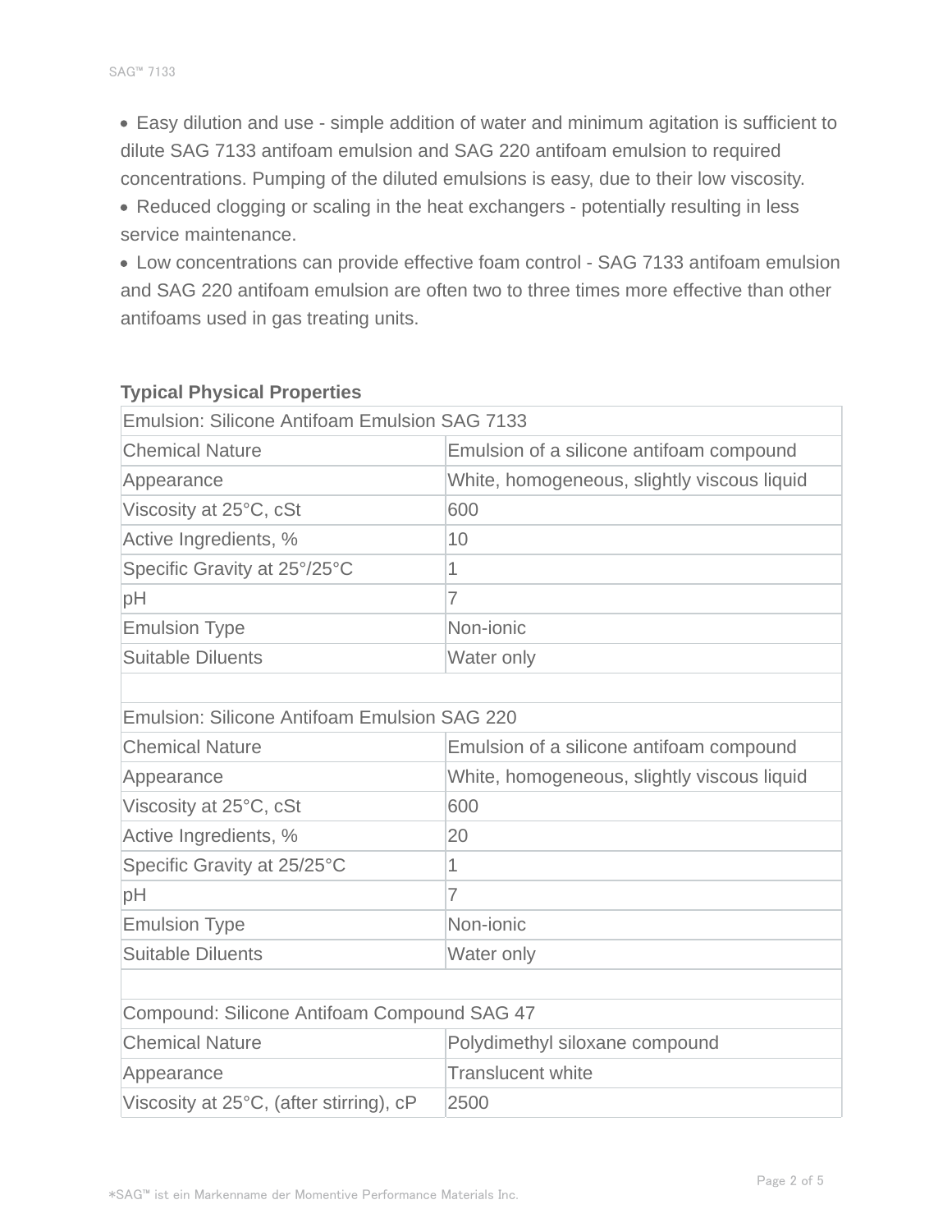- Easy dilution and use - simple addition of water and minimum agitation is sufficient to dilute SAG 7133 antifoam emulsion and SAG 220 antifoam emulsion to required concentrations. Pumping of the diluted emulsions is easy, due to their low viscosity.
- Reduced clogging or scaling in the heat exchangers - potentially resulting in less service maintenance.
- Low concentrations can provide effective foam control - SAG 7133 antifoam emulsion and SAG 220 antifoam emulsion are often two to three times more effective than other antifoams used in gas treating units.

**Typical Physical Properties**

| Emulsion: Silicone Antifoam Emulsion SAG 7133 | |
|---|---|
| Chemical Nature | Emulsion of a silicone antifoam compound |
| Appearance | White, homogeneous, slightly viscous liquid |
| Viscosity at 25°C, cSt | 600 |
| Active Ingredients, % | 10 |
| Specific Gravity at 25°/25°C | 1 |
| pH | 7 |
| Emulsion Type | Non-ionic |
| Suitable Diluents | Water only |
| | |
| Emulsion: Silicone Antifoam Emulsion SAG 220 | |
| Chemical Nature | Emulsion of a silicone antifoam compound |
| Appearance | White, homogeneous, slightly viscous liquid |
| Viscosity at 25°C, cSt | 600 |
| Active Ingredients, % | 20 |
| Specific Gravity at 25/25°C | 1 |
| pH | 7 |
| Emulsion Type | Non-ionic |
| Suitable Diluents | Water only |
| | |
| Compound: Silicone Antifoam Compound SAG 47 | |
| Chemical Nature | Polydimethyl siloxane compound |
| Appearance | Translucent white |
| Viscosity at 25°C, (after stirring), cP | 2500 |

*SAG™ ist ein Markenname der Momentive Performance Materials Inc.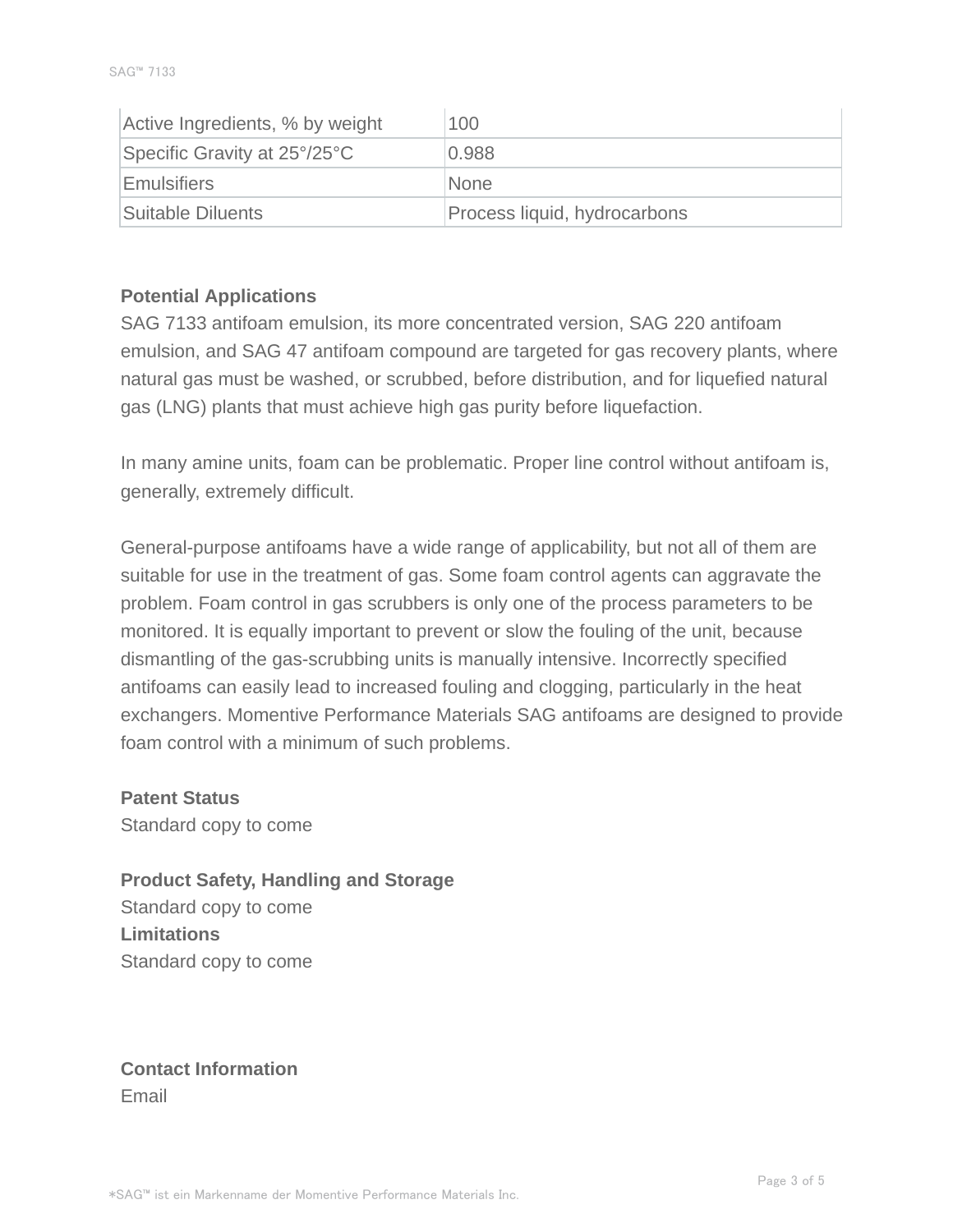| Active Ingredients, % by weight | 100 |
|---|---|
| Specific Gravity at 25°/25°C | 0.988 |
| Emulsifiers | None |
| Suitable Diluents | Process liquid, hydrocarbons |

**Potential Applications**

SAG 7133 antifoam emulsion, its more concentrated version, SAG 220 antifoam emulsion, and SAG 47 antifoam compound are targeted for gas recovery plants, where natural gas must be washed, or scrubbed, before distribution, and for liquefied natural gas (LNG) plants that must achieve high gas purity before liquefaction.

In many amine units, foam can be problematic. Proper line control without antifoam is, generally, extremely difficult.

General-purpose antifoams have a wide range of applicability, but not all of them are suitable for use in the treatment of gas. Some foam control agents can aggravate the problem. Foam control in gas scrubbers is only one of the process parameters to be monitored. It is equally important to prevent or slow the fouling of the unit, because dismantling of the gas-scrubbing units is manually intensive. Incorrectly specified antifoams can easily lead to increased fouling and clogging, particularly in the heat exchangers. Momentive Performance Materials SAG antifoams are designed to provide foam control with a minimum of such problems.

**Patent Status**

Standard copy to come

**Product Safety, Handling and Storage**

Standard copy to come

**Limitations**

Standard copy to come

**Contact Information**

Email

*SAG™ ist ein Markenname der Momentive Performance Materials Inc.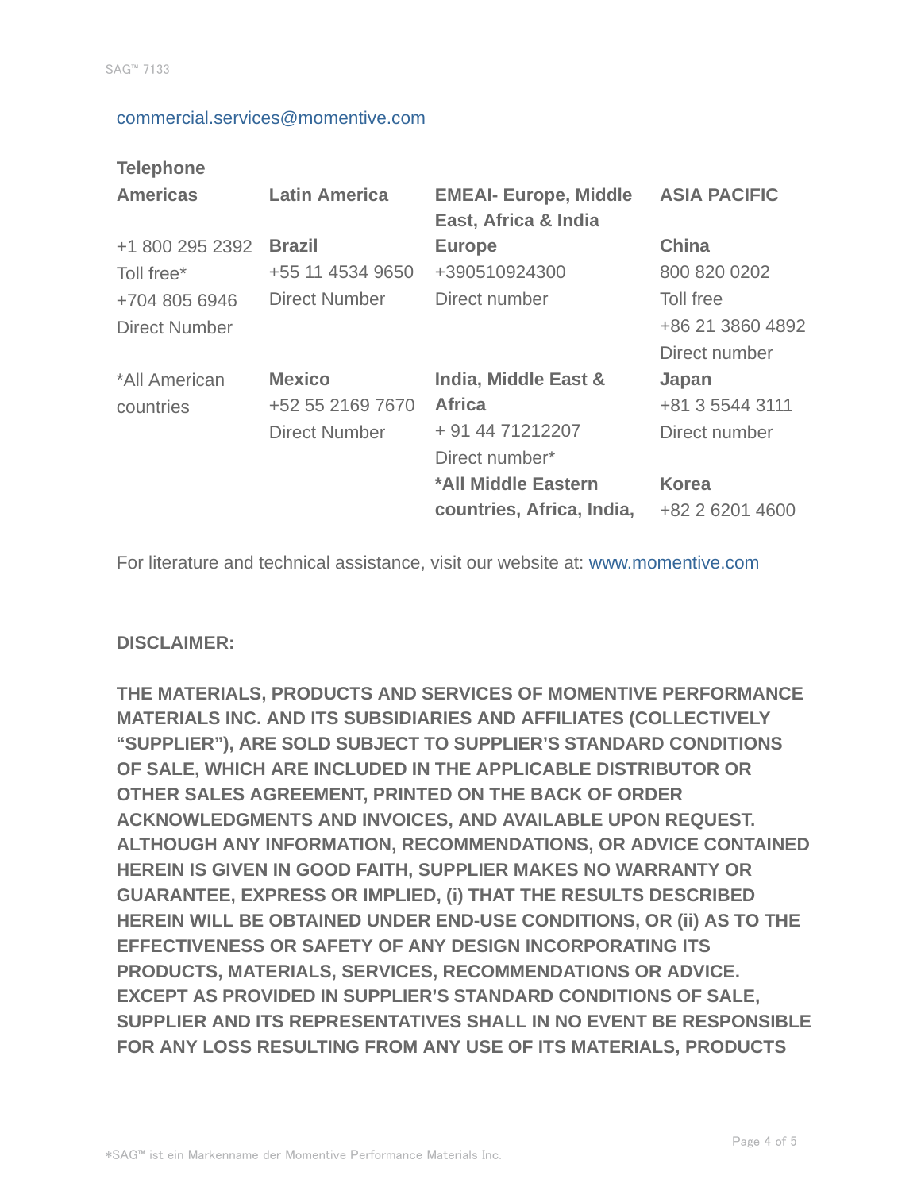commercial.services@momentive.com

**Telephone**

| **Americas** | **Latin America** | **EMEAI- Europe, Middle East, Africa & India** | **ASIA PACIFIC** |
|---|---|---|---|
| +1 800 295 2392 Toll free* +704 805 6946 Direct Number | **Brazil** +55 11 4534 9650 Direct Number | **Europe** +390510924300 Direct number | **China** 800 820 0202 Toll free +86 21 3860 4892 Direct number |
| *All American countries | **Mexico** +52 55 2169 7670 Direct Number | **India, Middle East & Africa** + 91 44 71212207 Direct number* | **Japan** +81 3 5544 3111 Direct number |
| | | ***All Middle Eastern countries, Africa, India,** | **Korea** +82 2 6201 4600 |

For literature and technical assistance, visit our website at: www.momentive.com

**DISCLAIMER:**

**THE MATERIALS, PRODUCTS AND SERVICES OF MOMENTIVE PERFORMANCE MATERIALS INC. AND ITS SUBSIDIARIES AND AFFILIATES (COLLECTIVELY "SUPPLIER"), ARE SOLD SUBJECT TO SUPPLIER'S STANDARD CONDITIONS OF SALE, WHICH ARE INCLUDED IN THE APPLICABLE DISTRIBUTOR OR OTHER SALES AGREEMENT, PRINTED ON THE BACK OF ORDER ACKNOWLEDGMENTS AND INVOICES, AND AVAILABLE UPON REQUEST. ALTHOUGH ANY INFORMATION, RECOMMENDATIONS, OR ADVICE CONTAINED HEREIN IS GIVEN IN GOOD FAITH, SUPPLIER MAKES NO WARRANTY OR GUARANTEE, EXPRESS OR IMPLIED, (i) THAT THE RESULTS DESCRIBED HEREIN WILL BE OBTAINED UNDER END-USE CONDITIONS, OR (ii) AS TO THE EFFECTIVENESS OR SAFETY OF ANY DESIGN INCORPORATING ITS PRODUCTS, MATERIALS, SERVICES, RECOMMENDATIONS OR ADVICE. EXCEPT AS PROVIDED IN SUPPLIER'S STANDARD CONDITIONS OF SALE, SUPPLIER AND ITS REPRESENTATIVES SHALL IN NO EVENT BE RESPONSIBLE FOR ANY LOSS RESULTING FROM ANY USE OF ITS MATERIALS, PRODUCTS**

*SAG™ ist ein Markenname der Momentive Performance Materials Inc.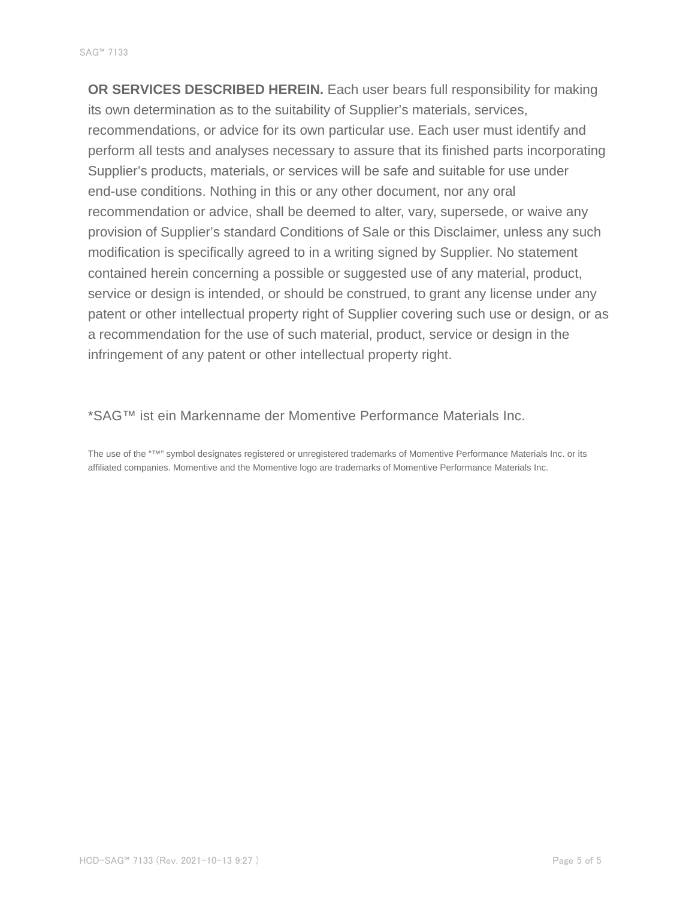**OR SERVICES DESCRIBED HEREIN.** Each user bears full responsibility for making its own determination as to the suitability of Supplier's materials, services, recommendations, or advice for its own particular use. Each user must identify and perform all tests and analyses necessary to assure that its finished parts incorporating Supplier's products, materials, or services will be safe and suitable for use under end-use conditions. Nothing in this or any other document, nor any oral recommendation or advice, shall be deemed to alter, vary, supersede, or waive any provision of Supplier's standard Conditions of Sale or this Disclaimer, unless any such modification is specifically agreed to in a writing signed by Supplier. No statement contained herein concerning a possible or suggested use of any material, product, service or design is intended, or should be construed, to grant any license under any patent or other intellectual property right of Supplier covering such use or design, or as a recommendation for the use of such material, product, service or design in the infringement of any patent or other intellectual property right.

*SAG™ ist ein Markenname der Momentive Performance Materials Inc.

The use of the "™" symbol designates registered or unregistered trademarks of Momentive Performance Materials Inc. or its affiliated companies. Momentive and the Momentive logo are trademarks of Momentive Performance Materials Inc.